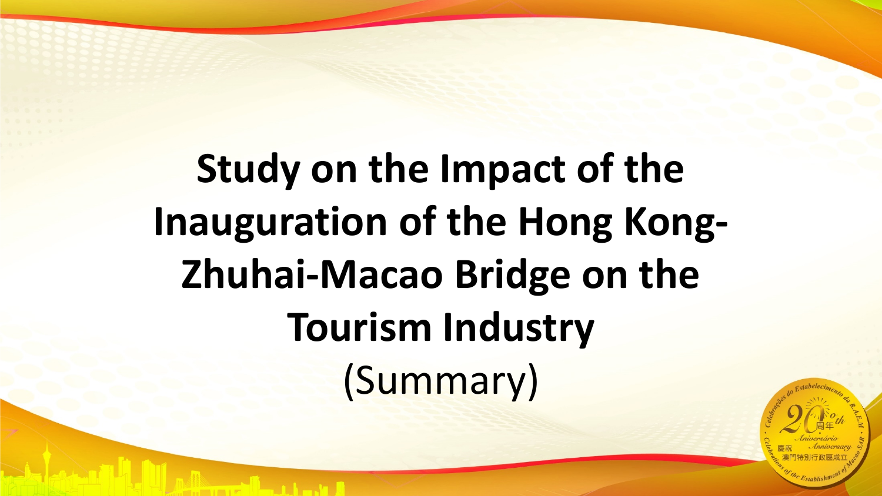# Study on the Impact of the Inauguration of the Hong Kong-Zhuhai-Macao Bridge on the Tourism Industry

(Summary)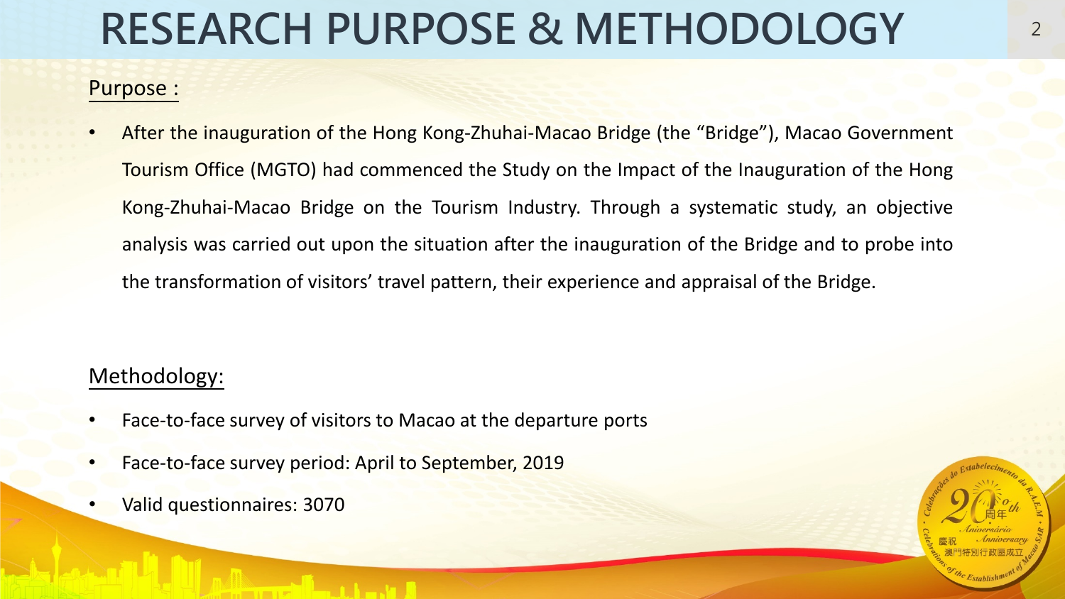# RESEARCH PURPOSE & METHODOLOGY

Purpose :

- After the inauguration of the Hong Kong-Zhuhai-Macao Bridge (the "Bridge"), Macao Government Tourism Office (MGTO) had commenced the Study on the Impact of the Inauguration of the Hong Kong-Zhuhai-Macao Bridge on the Tourism Industry. Through a systematic study, an objective analysis was carried out upon the situation after the inauguration of the Bridge and to probe into the transformation of visitors' travel pattern, their experience and appraisal of the Bridge.

Methodology:

- Face-to-face survey of visitors to Macao at the departure ports
- Face-to-face survey period: April to September, 2019
- Valid questionnaires: 3070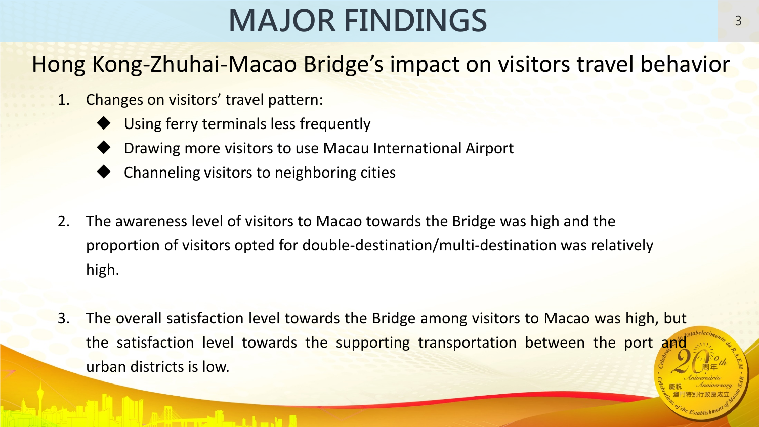# MAJOR FINDINGS

## Hong Kong-Zhuhai-Macao Bridge's impact on visitors travel behavior

1. Changes on visitors' travel pattern:
   - Using ferry terminals less frequently
   - Drawing more visitors to use Macau International Airport
   - Channeling visitors to neighboring cities

2. The awareness level of visitors to Macao towards the Bridge was high and the proportion of visitors opted for double-destination/multi-destination was relatively high.

3. The overall satisfaction level towards the Bridge among visitors to Macao was high, but the satisfaction level towards the supporting transportation between the port and urban districts is low.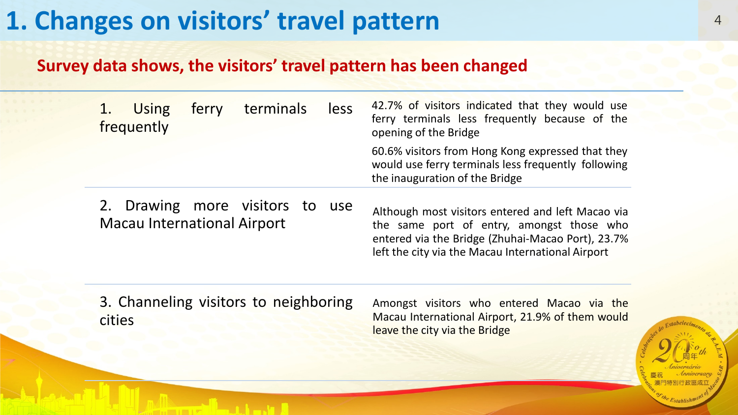# 1. Changes on visitors' travel pattern

## Survey data shows, the visitors' travel pattern has been changed

| | |
|---|---|
| 1. Using ferry terminals less frequently | 42.7% of visitors indicated that they would use ferry terminals less frequently because of the opening of the Bridge<br><br>60.6% visitors from Hong Kong expressed that they would use ferry terminals less frequently following the inauguration of the Bridge |
| 2. Drawing more visitors to use Macau International Airport | Although most visitors entered and left Macao via the same port of entry, amongst those who entered via the Bridge (Zhuhai-Macao Port), 23.7% left the city via the Macau International Airport |
| 3. Channeling visitors to neighboring cities | Amongst visitors who entered Macao via the Macau International Airport, 21.9% of them would leave the city via the Bridge |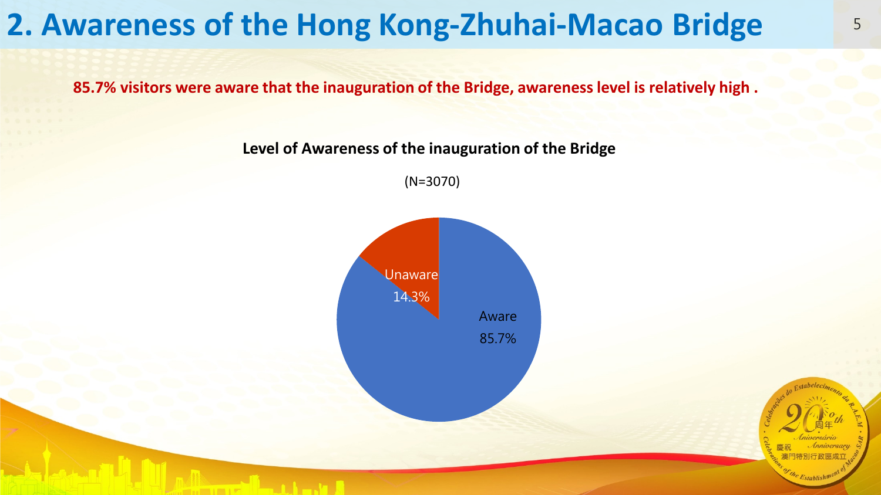# 2. Awareness of the Hong Kong-Zhuhai-Macao Bridge

**85.7% visitors were aware that the inauguration of the Bridge, awareness level is relatively high .**

**Level of Awareness of the inauguration of the Bridge**

(N=3070)

| Response | Percentage |
|---|---|
| Aware | 85.7% |
| Unaware | 14.3% |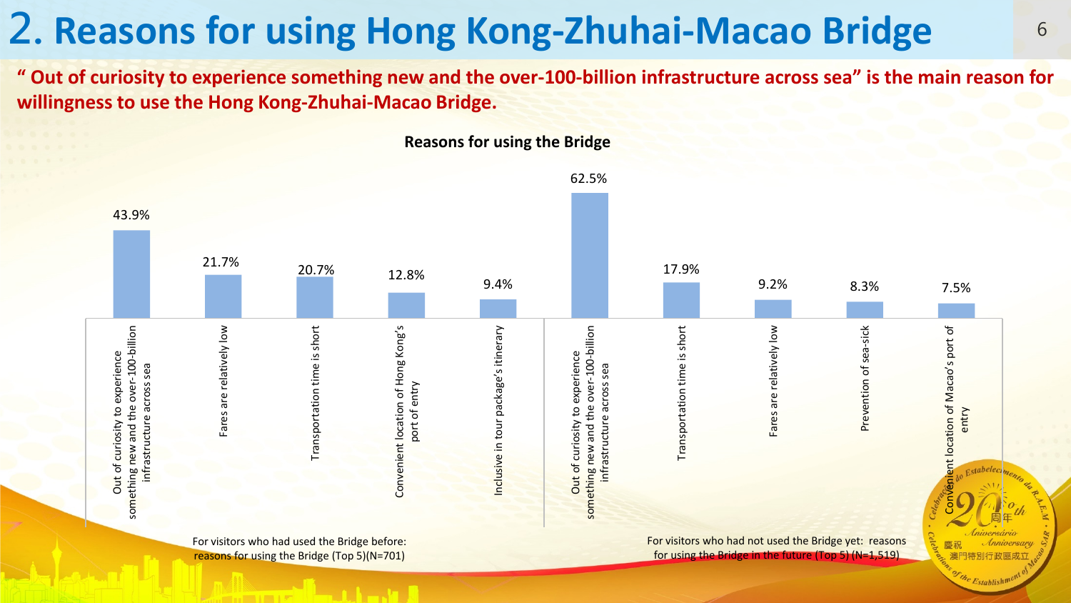# 2. Reasons for using Hong Kong-Zhuhai-Macao Bridge

**" Out of curiosity to experience something new and the over-100-billion infrastructure across sea" is the main reason for willingness to use the Hong Kong-Zhuhai-Macao Bridge.**

**Reasons for using the Bridge**

For visitors who had used the Bridge before: reasons for using the Bridge (Top 5)(N=701)

| Reason | % |
|---|---|
| Out of curiosity to experience something new and the over-100-billion infrastructure across sea | 43.9% |
| Fares are relatively low | 21.7% |
| Transportation time is short | 20.7% |
| Convenient location of Hong Kong's port of entry | 12.8% |
| Inclusive in tour package's itinerary | 9.4% |

For visitors who had not used the Bridge yet: reasons for using the Bridge in the future (Top 5) (N=1,519)

| Reason | % |
|---|---|
| Out of curiosity to experience something new and the over-100-billion infrastructure across sea | 62.5% |
| Transportation time is short | 17.9% |
| Fares are relatively low | 9.2% |
| Prevention of sea-sick | 8.3% |
| Convenient location of Macao's port of entry | 7.5% |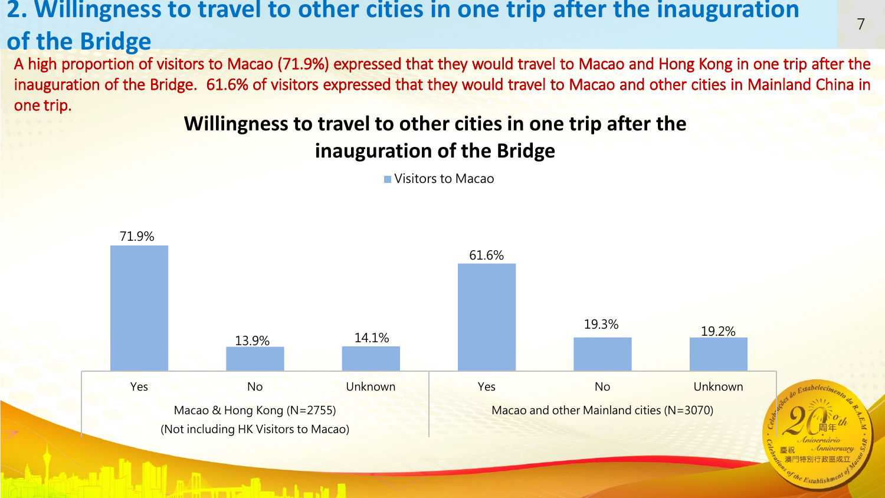## 2. Willingness to travel to other cities in one trip after the inauguration of the Bridge

A high proportion of visitors to Macao (71.9%) expressed that they would travel to Macao and Hong Kong in one trip after the inauguration of the Bridge. 61.6% of visitors expressed that they would travel to Macao and other cities in Mainland China in one trip.

**Willingness to travel to other cities in one trip after the inauguration of the Bridge**

Visitors to Macao

| | Yes | No | Unknown |
|---|---|---|---|
| Macao & Hong Kong (N=2755) (Not including HK Visitors to Macao) | 71.9% | 13.9% | 14.1% |
| Macao and other Mainland cities (N=3070) | 61.6% | 19.3% | 19.2% |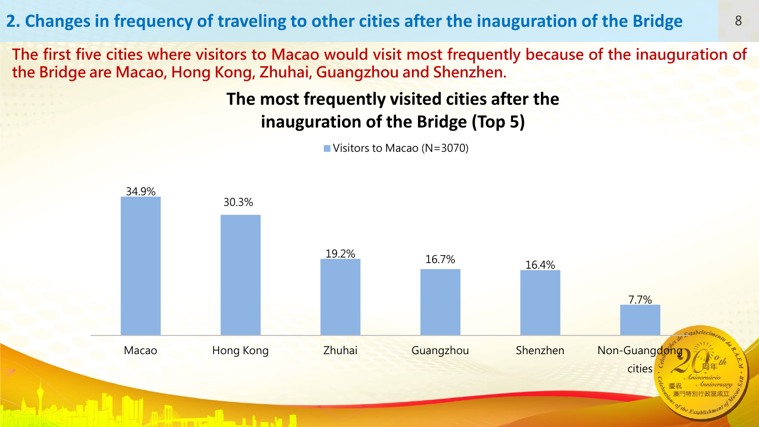## 2. Changes in frequency of traveling to other cities after the inauguration of the Bridge

**The first five cities where visitors to Macao would visit most frequently because of the inauguration of the Bridge are Macao, Hong Kong, Zhuhai, Guangzhou and Shenzhen.**

### The most frequently visited cities after the inauguration of the Bridge (Top 5)

Visitors to Macao (N=3070)

| City | Visitors to Macao (N=3070) |
| --- | --- |
| Macao | 34.9% |
| Hong Kong | 30.3% |
| Zhuhai | 19.2% |
| Guangzhou | 16.7% |
| Shenzhen | 16.4% |
| Non-Guangdong cities | 7.7% |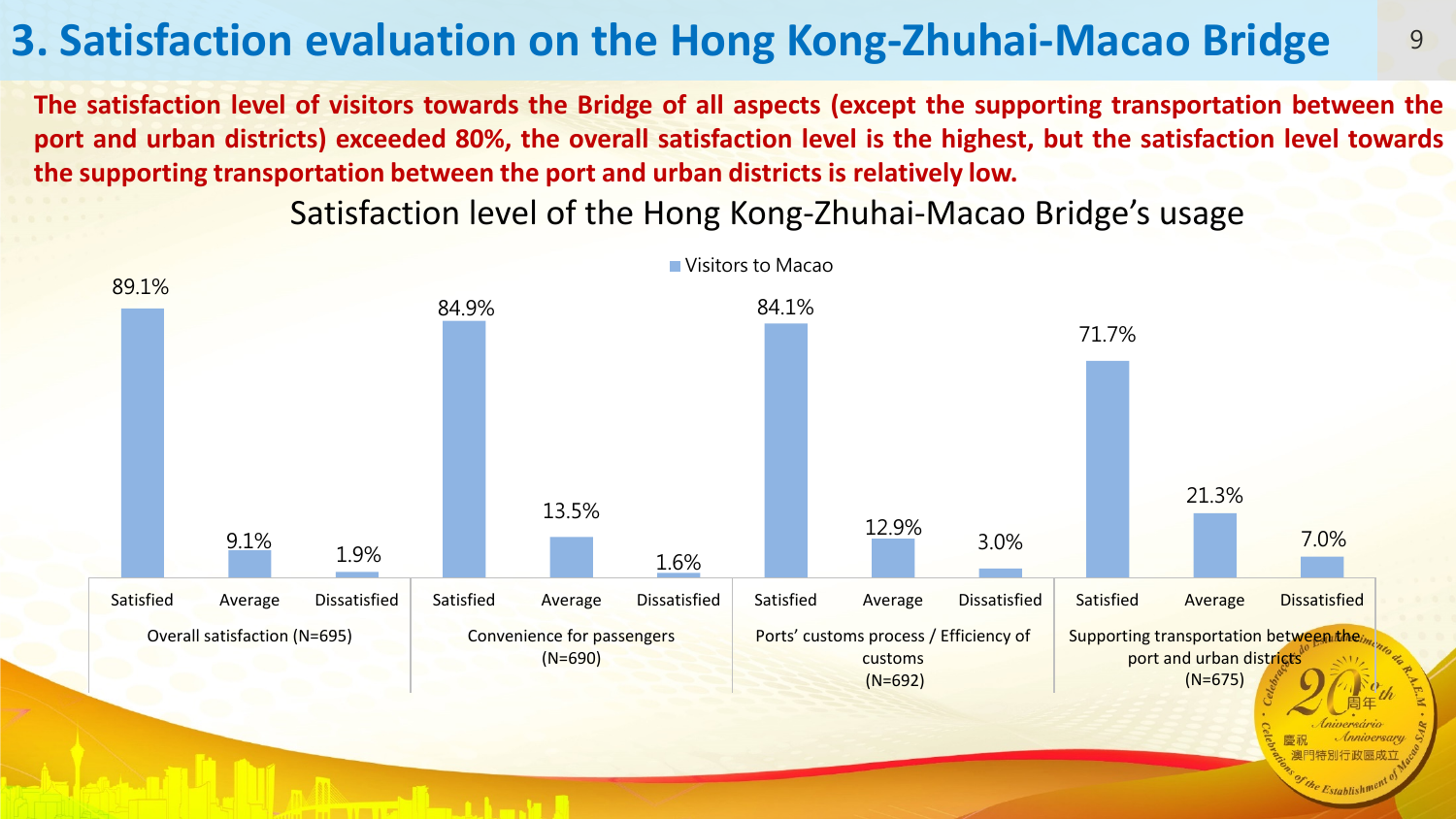# 3. Satisfaction evaluation on the Hong Kong-Zhuhai-Macao Bridge

**The satisfaction level of visitors towards the Bridge of all aspects (except the supporting transportation between the port and urban districts) exceeded 80%, the overall satisfaction level is the highest, but the satisfaction level towards the supporting transportation between the port and urban districts is relatively low.**

Satisfaction level of the Hong Kong-Zhuhai-Macao Bridge's usage

Visitors to Macao

Overall satisfaction (N=695)
Satisfied 89.1%
Average 9.1%
Dissatisfied 1.9%

Convenience for passengers (N=690)
Satisfied 84.9%
Average 13.5%
Dissatisfied 1.6%

Ports' customs process / Efficiency of customs (N=692)
Satisfied 84.1%
Average 12.9%
Dissatisfied 3.0%

Supporting transportation between the port and urban districts (N=675)
Satisfied 71.7%
Average 21.3%
Dissatisfied 7.0%